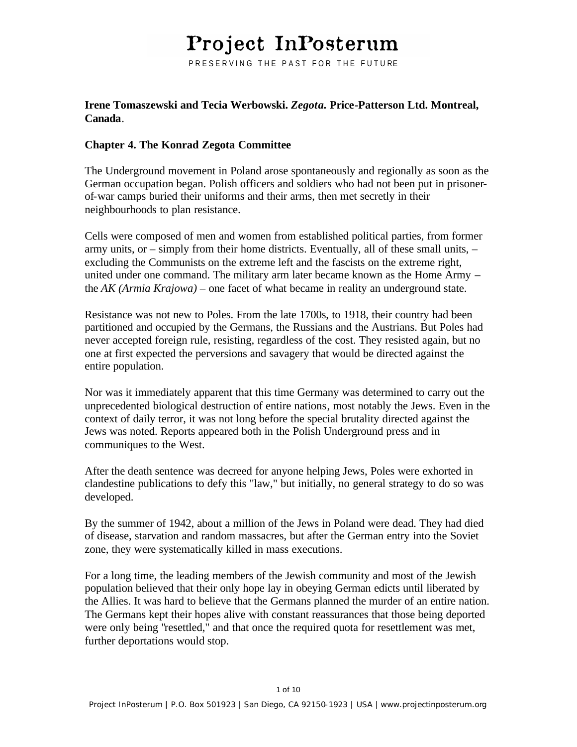# Project InPosterum

PRESERVING THE PAST FOR THE FUTURE

**Irene Tomaszewski and Tecia Werbowski. *Zegota*. Price-Patterson Ltd. Montreal, Canada**.

## Chapter 4. The Konrad Zegota Committee

The Underground movement in Poland arose spontaneously and regionally as soon as the German occupation began. Polish officers and soldiers who had not been put in prisoner-of-war camps buried their uniforms and their arms, then met secretly in their neighbourhoods to plan resistance.

Cells were composed of men and women from established political parties, from former army units, or – simply from their home districts. Eventually, all of these small units, – excluding the Communists on the extreme left and the fascists on the extreme right, united under one command. The military arm later became known as the Home Army – the *AK (Armia Krajowa)* – one facet of what became in reality an underground state.

Resistance was not new to Poles. From the late 1700s, to 1918, their country had been partitioned and occupied by the Germans, the Russians and the Austrians. But Poles had never accepted foreign rule, resisting, regardless of the cost. They resisted again, but no one at first expected the perversions and savagery that would be directed against the entire population.

Nor was it immediately apparent that this time Germany was determined to carry out the unprecedented biological destruction of entire nations, most notably the Jews. Even in the context of daily terror, it was not long before the special brutality directed against the Jews was noted. Reports appeared both in the Polish Underground press and in communiques to the West.

After the death sentence was decreed for anyone helping Jews, Poles were exhorted in clandestine publications to defy this "law," but initially, no general strategy to do so was developed.

By the summer of 1942, about a million of the Jews in Poland were dead. They had died of disease, starvation and random massacres, but after the German entry into the Soviet zone, they were systematically killed in mass executions.

For a long time, the leading members of the Jewish community and most of the Jewish population believed that their only hope lay in obeying German edicts until liberated by the Allies. It was hard to believe that the Germans planned the murder of an entire nation. The Germans kept their hopes alive with constant reassurances that those being deported were only being "resettled," and that once the required quota for resettlement was met, further deportations would stop.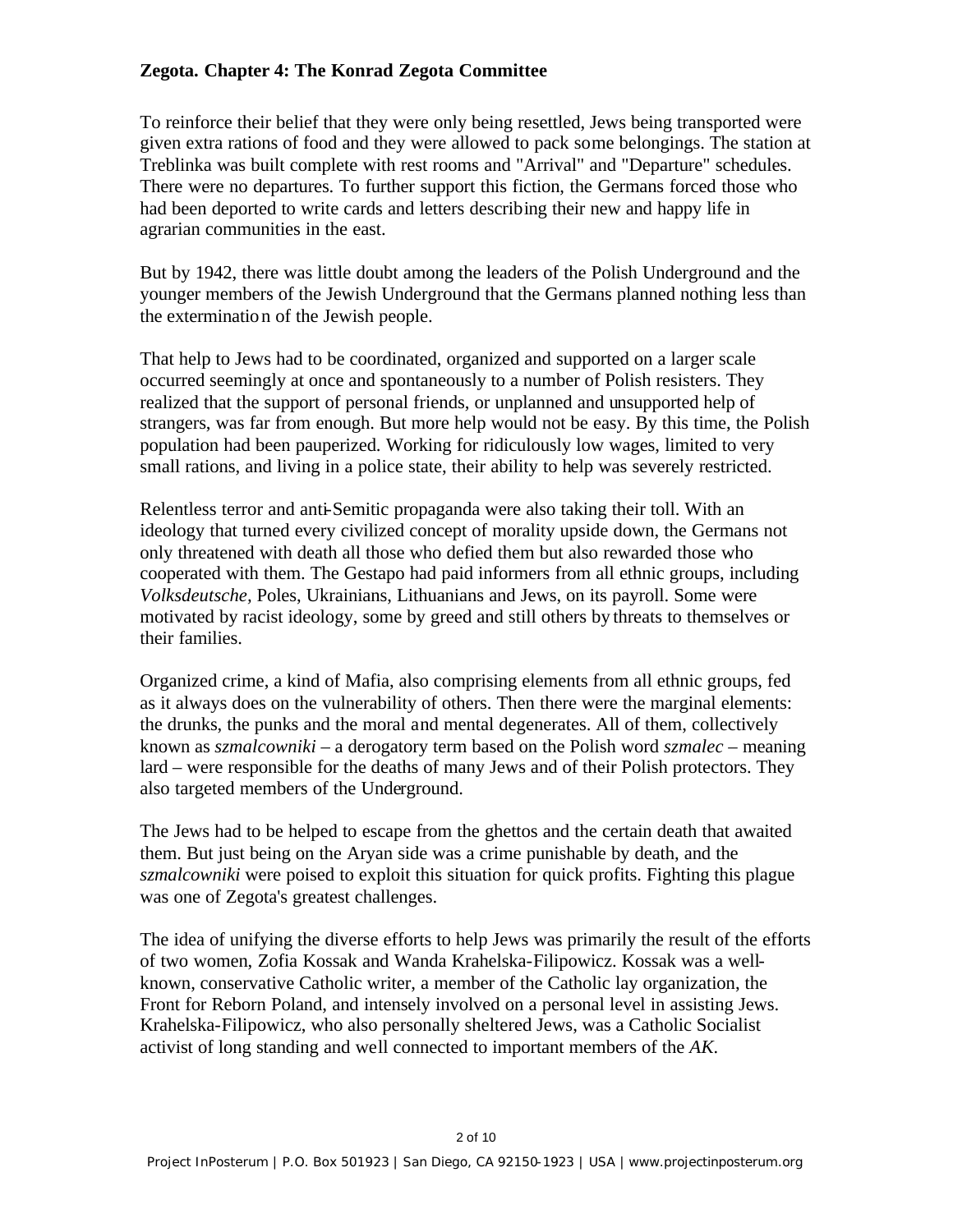**Zegota. Chapter 4: The Konrad Zegota Committee**

To reinforce their belief that they were only being resettled, Jews being transported were given extra rations of food and they were allowed to pack some belongings. The station at Treblinka was built complete with rest rooms and "Arrival" and "Departure" schedules. There were no departures. To further support this fiction, the Germans forced those who had been deported to write cards and letters describing their new and happy life in agrarian communities in the east.

But by 1942, there was little doubt among the leaders of the Polish Underground and the younger members of the Jewish Underground that the Germans planned nothing less than the extermination of the Jewish people.

That help to Jews had to be coordinated, organized and supported on a larger scale occurred seemingly at once and spontaneously to a number of Polish resisters. They realized that the support of personal friends, or unplanned and unsupported help of strangers, was far from enough. But more help would not be easy. By this time, the Polish population had been pauperized. Working for ridiculously low wages, limited to very small rations, and living in a police state, their ability to help was severely restricted.

Relentless terror and anti-Semitic propaganda were also taking their toll. With an ideology that turned every civilized concept of morality upside down, the Germans not only threatened with death all those who defied them but also rewarded those who cooperated with them. The Gestapo had paid informers from all ethnic groups, including *Volksdeutsche,* Poles, Ukrainians, Lithuanians and Jews, on its payroll. Some were motivated by racist ideology, some by greed and still others by threats to themselves or their families.

Organized crime, a kind of Mafia, also comprising elements from all ethnic groups, fed as it always does on the vulnerability of others. Then there were the marginal elements: the drunks, the punks and the moral and mental degenerates. All of them, collectively known as *szmalcowniki* – a derogatory term based on the Polish word *szmalec* – meaning lard – were responsible for the deaths of many Jews and of their Polish protectors. They also targeted members of the Underground.

The Jews had to be helped to escape from the ghettos and the certain death that awaited them. But just being on the Aryan side was a crime punishable by death, and the *szmalcowniki* were poised to exploit this situation for quick profits. Fighting this plague was one of Zegota's greatest challenges.

The idea of unifying the diverse efforts to help Jews was primarily the result of the efforts of two women, Zofia Kossak and Wanda Krahelska-Filipowicz. Kossak was a well-known, conservative Catholic writer, a member of the Catholic lay organization, the Front for Reborn Poland, and intensely involved on a personal level in assisting Jews. Krahelska-Filipowicz, who also personally sheltered Jews, was a Catholic Socialist activist of long standing and well connected to important members of the *AK.*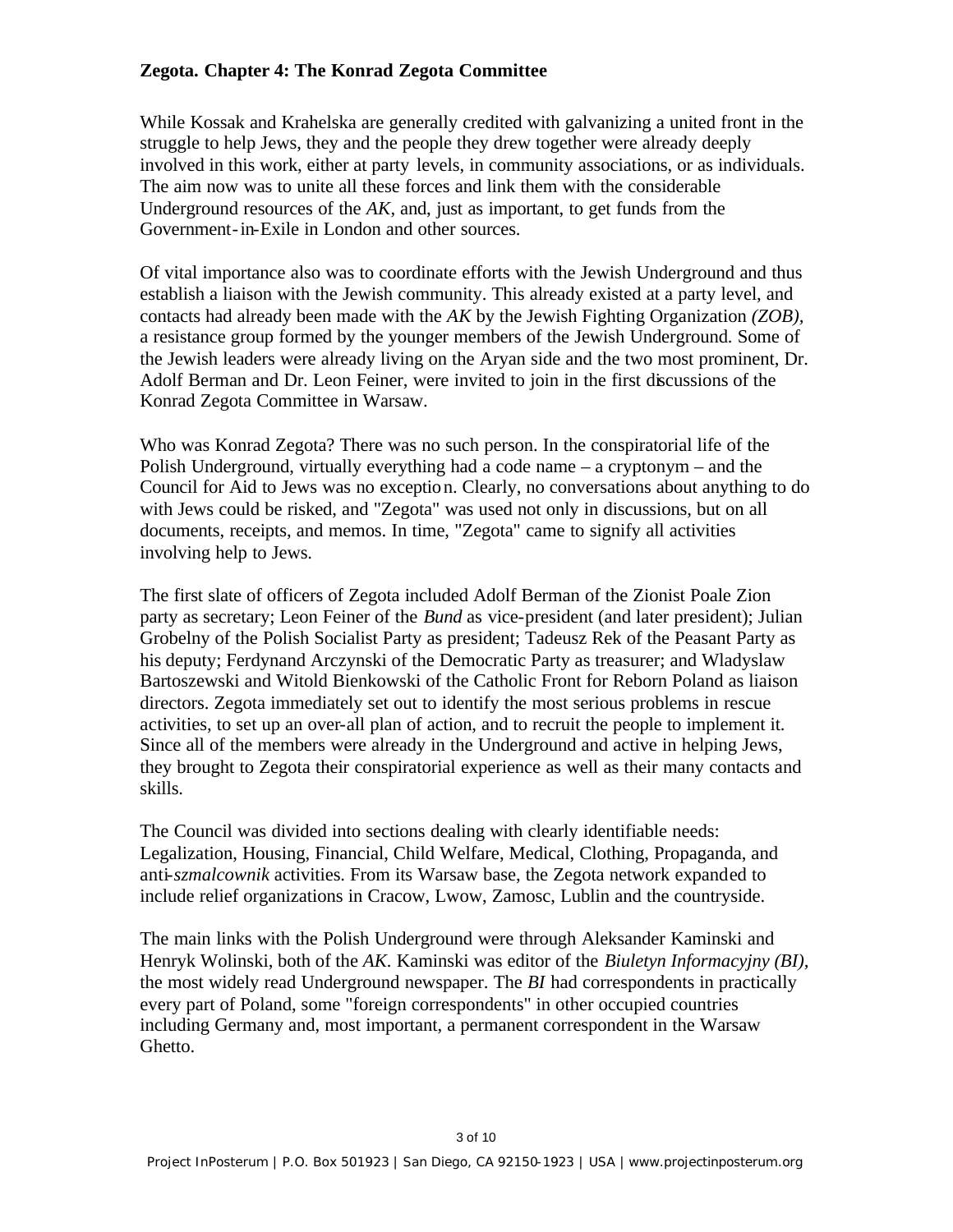**Zegota. Chapter 4: The Konrad Zegota Committee**

While Kossak and Krahelska are generally credited with galvanizing a united front in the struggle to help Jews, they and the people they drew together were already deeply involved in this work, either at party levels, in community associations, or as individuals. The aim now was to unite all these forces and link them with the considerable Underground resources of the *AK*, and, just as important, to get funds from the Government-in-Exile in London and other sources.

Of vital importance also was to coordinate efforts with the Jewish Underground and thus establish a liaison with the Jewish community. This already existed at a party level, and contacts had already been made with the *AK* by the Jewish Fighting Organization *(ZOB)*, a resistance group formed by the younger members of the Jewish Underground. Some of the Jewish leaders were already living on the Aryan side and the two most prominent, Dr. Adolf Berman and Dr. Leon Feiner, were invited to join in the first discussions of the Konrad Zegota Committee in Warsaw.

Who was Konrad Zegota? There was no such person. In the conspiratorial life of the Polish Underground, virtually everything had a code name – a cryptonym – and the Council for Aid to Jews was no exception. Clearly, no conversations about anything to do with Jews could be risked, and "Zegota" was used not only in discussions, but on all documents, receipts, and memos. In time, "Zegota" came to signify all activities involving help to Jews.

The first slate of officers of Zegota included Adolf Berman of the Zionist Poale Zion party as secretary; Leon Feiner of the *Bund* as vice-president (and later president); Julian Grobelny of the Polish Socialist Party as president; Tadeusz Rek of the Peasant Party as his deputy; Ferdynand Arczynski of the Democratic Party as treasurer; and Wladyslaw Bartoszewski and Witold Bienkowski of the Catholic Front for Reborn Poland as liaison directors. Zegota immediately set out to identify the most serious problems in rescue activities, to set up an over-all plan of action, and to recruit the people to implement it. Since all of the members were already in the Underground and active in helping Jews, they brought to Zegota their conspiratorial experience as well as their many contacts and skills.

The Council was divided into sections dealing with clearly identifiable needs: Legalization, Housing, Financial, Child Welfare, Medical, Clothing, Propaganda, and anti-*szmalcownik* activities. From its Warsaw base, the Zegota network expanded to include relief organizations in Cracow, Lwow, Zamosc, Lublin and the countryside.

The main links with the Polish Underground were through Aleksander Kaminski and Henryk Wolinski, both of the *AK*. Kaminski was editor of the *Biuletyn Informacyjny (BI)*, the most widely read Underground newspaper. The *BI* had correspondents in practically every part of Poland, some "foreign correspondents" in other occupied countries including Germany and, most important, a permanent correspondent in the Warsaw Ghetto.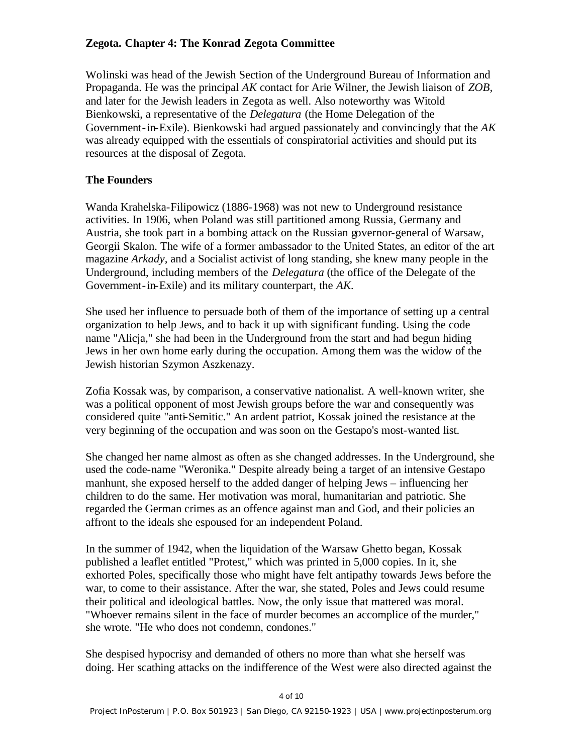**Zegota. Chapter 4: The Konrad Zegota Committee**

Wolinski was head of the Jewish Section of the Underground Bureau of Information and Propaganda. He was the principal *AK* contact for Arie Wilner, the Jewish liaison of *ZOB*, and later for the Jewish leaders in Zegota as well. Also noteworthy was Witold Bienkowski, a representative of the *Delegatura* (the Home Delegation of the Government-in-Exile). Bienkowski had argued passionately and convincingly that the *AK* was already equipped with the essentials of conspiratorial activities and should put its resources at the disposal of Zegota.

**The Founders**

Wanda Krahelska-Filipowicz (1886-1968) was not new to Underground resistance activities. In 1906, when Poland was still partitioned among Russia, Germany and Austria, she took part in a bombing attack on the Russian governor-general of Warsaw, Georgii Skalon. The wife of a former ambassador to the United States, an editor of the art magazine *Arkady*, and a Socialist activist of long standing, she knew many people in the Underground, including members of the *Delegatura* (the office of the Delegate of the Government-in-Exile) and its military counterpart, the *AK*.

She used her influence to persuade both of them of the importance of setting up a central organization to help Jews, and to back it up with significant funding. Using the code name "Alicja," she had been in the Underground from the start and had begun hiding Jews in her own home early during the occupation. Among them was the widow of the Jewish historian Szymon Aszkenazy.

Zofia Kossak was, by comparison, a conservative nationalist. A well-known writer, she was a political opponent of most Jewish groups before the war and consequently was considered quite "anti-Semitic." An ardent patriot, Kossak joined the resistance at the very beginning of the occupation and was soon on the Gestapo's most-wanted list.

She changed her name almost as often as she changed addresses. In the Underground, she used the code-name "Weronika." Despite already being a target of an intensive Gestapo manhunt, she exposed herself to the added danger of helping Jews – influencing her children to do the same. Her motivation was moral, humanitarian and patriotic. She regarded the German crimes as an offence against man and God, and their policies an affront to the ideals she espoused for an independent Poland.

In the summer of 1942, when the liquidation of the Warsaw Ghetto began, Kossak published a leaflet entitled "Protest," which was printed in 5,000 copies. In it, she exhorted Poles, specifically those who might have felt antipathy towards Jews before the war, to come to their assistance. After the war, she stated, Poles and Jews could resume their political and ideological battles. Now, the only issue that mattered was moral. "Whoever remains silent in the face of murder becomes an accomplice of the murder," she wrote. "He who does not condemn, condones."

She despised hypocrisy and demanded of others no more than what she herself was doing. Her scathing attacks on the indifference of the West were also directed against the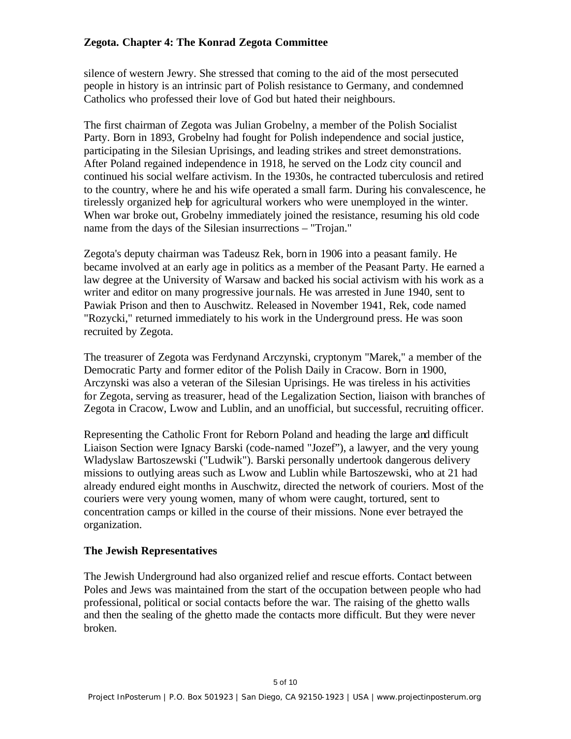silence of western Jewry. She stressed that coming to the aid of the most persecuted people in history is an intrinsic part of Polish resistance to Germany, and condemned Catholics who professed their love of God but hated their neighbours.

The first chairman of Zegota was Julian Grobelny, a member of the Polish Socialist Party. Born in 1893, Grobelny had fought for Polish independence and social justice, participating in the Silesian Uprisings, and leading strikes and street demonstrations. After Poland regained independence in 1918, he served on the Lodz city council and continued his social welfare activism. In the 1930s, he contracted tuberculosis and retired to the country, where he and his wife operated a small farm. During his convalescence, he tirelessly organized help for agricultural workers who were unemployed in the winter. When war broke out, Grobelny immediately joined the resistance, resuming his old code name from the days of the Silesian insurrections – "Trojan."

Zegota's deputy chairman was Tadeusz Rek, born in 1906 into a peasant family. He became involved at an early age in politics as a member of the Peasant Party. He earned a law degree at the University of Warsaw and backed his social activism with his work as a writer and editor on many progressive journals. He was arrested in June 1940, sent to Pawiak Prison and then to Auschwitz. Released in November 1941, Rek, code named "Rozycki," returned immediately to his work in the Underground press. He was soon recruited by Zegota.

The treasurer of Zegota was Ferdynand Arczynski, cryptonym "Marek," a member of the Democratic Party and former editor of the Polish Daily in Cracow. Born in 1900, Arczynski was also a veteran of the Silesian Uprisings. He was tireless in his activities for Zegota, serving as treasurer, head of the Legalization Section, liaison with branches of Zegota in Cracow, Lwow and Lublin, and an unofficial, but successful, recruiting officer.

Representing the Catholic Front for Reborn Poland and heading the large and difficult Liaison Section were Ignacy Barski (code-named "Jozef"), a lawyer, and the very young Wladyslaw Bartoszewski ("Ludwik"). Barski personally undertook dangerous delivery missions to outlying areas such as Lwow and Lublin while Bartoszewski, who at 21 had already endured eight months in Auschwitz, directed the network of couriers. Most of the couriers were very young women, many of whom were caught, tortured, sent to concentration camps or killed in the course of their missions. None ever betrayed the organization.

### The Jewish Representatives

The Jewish Underground had also organized relief and rescue efforts. Contact between Poles and Jews was maintained from the start of the occupation between people who had professional, political or social contacts before the war. The raising of the ghetto walls and then the sealing of the ghetto made the contacts more difficult. But they were never broken.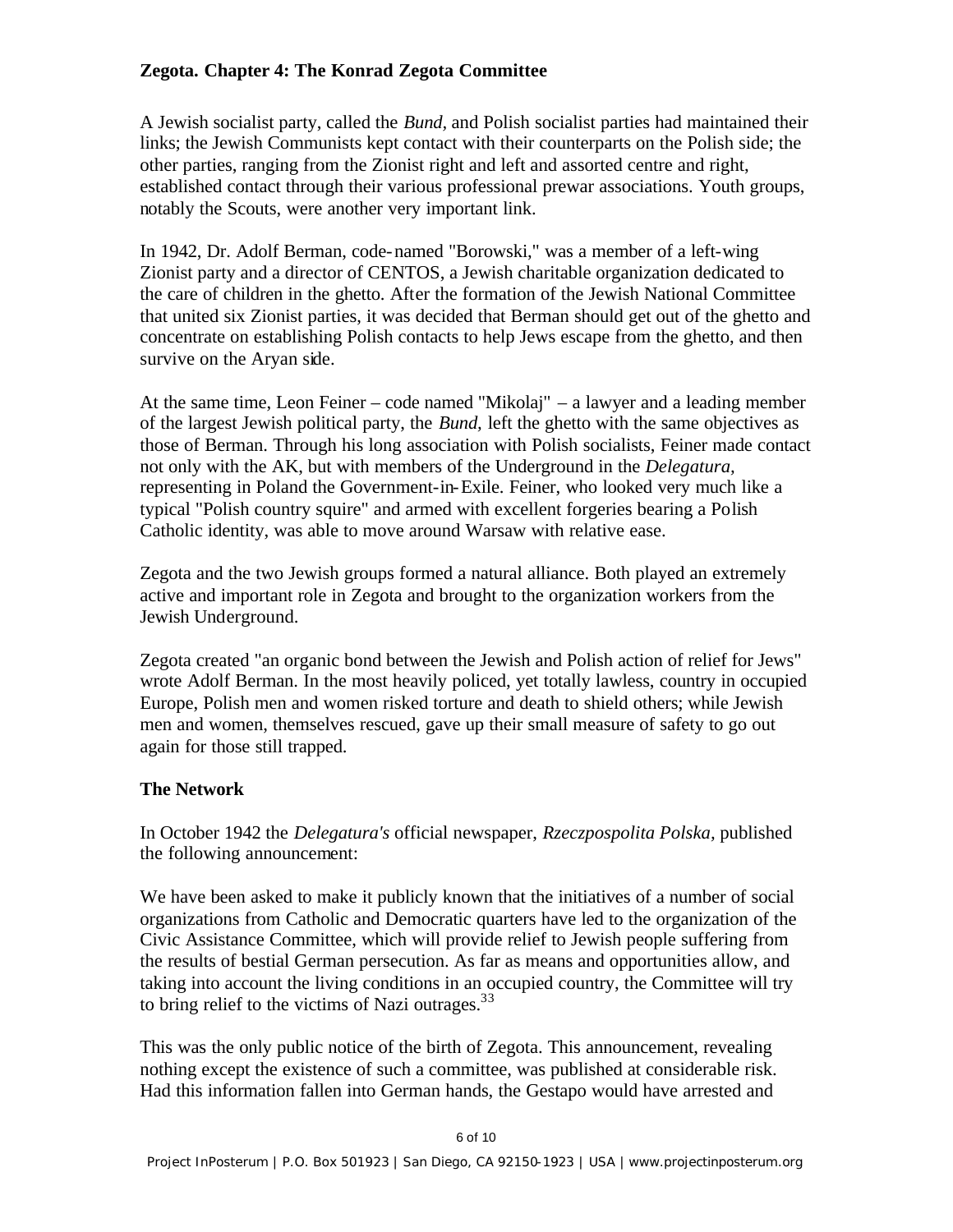**Zegota. Chapter 4: The Konrad Zegota Committee**

A Jewish socialist party, called the *Bund*, and Polish socialist parties had maintained their links; the Jewish Communists kept contact with their counterparts on the Polish side; the other parties, ranging from the Zionist right and left and assorted centre and right, established contact through their various professional prewar associations. Youth groups, notably the Scouts, were another very important link.

In 1942, Dr. Adolf Berman, code-named "Borowski," was a member of a left-wing Zionist party and a director of CENTOS, a Jewish charitable organization dedicated to the care of children in the ghetto. After the formation of the Jewish National Committee that united six Zionist parties, it was decided that Berman should get out of the ghetto and concentrate on establishing Polish contacts to help Jews escape from the ghetto, and then survive on the Aryan side.

At the same time, Leon Feiner – code named "Mikolaj" – a lawyer and a leading member of the largest Jewish political party, the *Bund*, left the ghetto with the same objectives as those of Berman. Through his long association with Polish socialists, Feiner made contact not only with the AK, but with members of the Underground in the *Delegatura*, representing in Poland the Government-in-Exile. Feiner, who looked very much like a typical "Polish country squire" and armed with excellent forgeries bearing a Polish Catholic identity, was able to move around Warsaw with relative ease.

Zegota and the two Jewish groups formed a natural alliance. Both played an extremely active and important role in Zegota and brought to the organization workers from the Jewish Underground.

Zegota created "an organic bond between the Jewish and Polish action of relief for Jews" wrote Adolf Berman. In the most heavily policed, yet totally lawless, country in occupied Europe, Polish men and women risked torture and death to shield others; while Jewish men and women, themselves rescued, gave up their small measure of safety to go out again for those still trapped.

**The Network**

In October 1942 the *Delegatura's* official newspaper, *Rzeczpospolita Polska*, published the following announcement:

We have been asked to make it publicly known that the initiatives of a number of social organizations from Catholic and Democratic quarters have led to the organization of the Civic Assistance Committee, which will provide relief to Jewish people suffering from the results of bestial German persecution. As far as means and opportunities allow, and taking into account the living conditions in an occupied country, the Committee will try to bring relief to the victims of Nazi outrages.[33]

This was the only public notice of the birth of Zegota. This announcement, revealing nothing except the existence of such a committee, was published at considerable risk. Had this information fallen into German hands, the Gestapo would have arrested and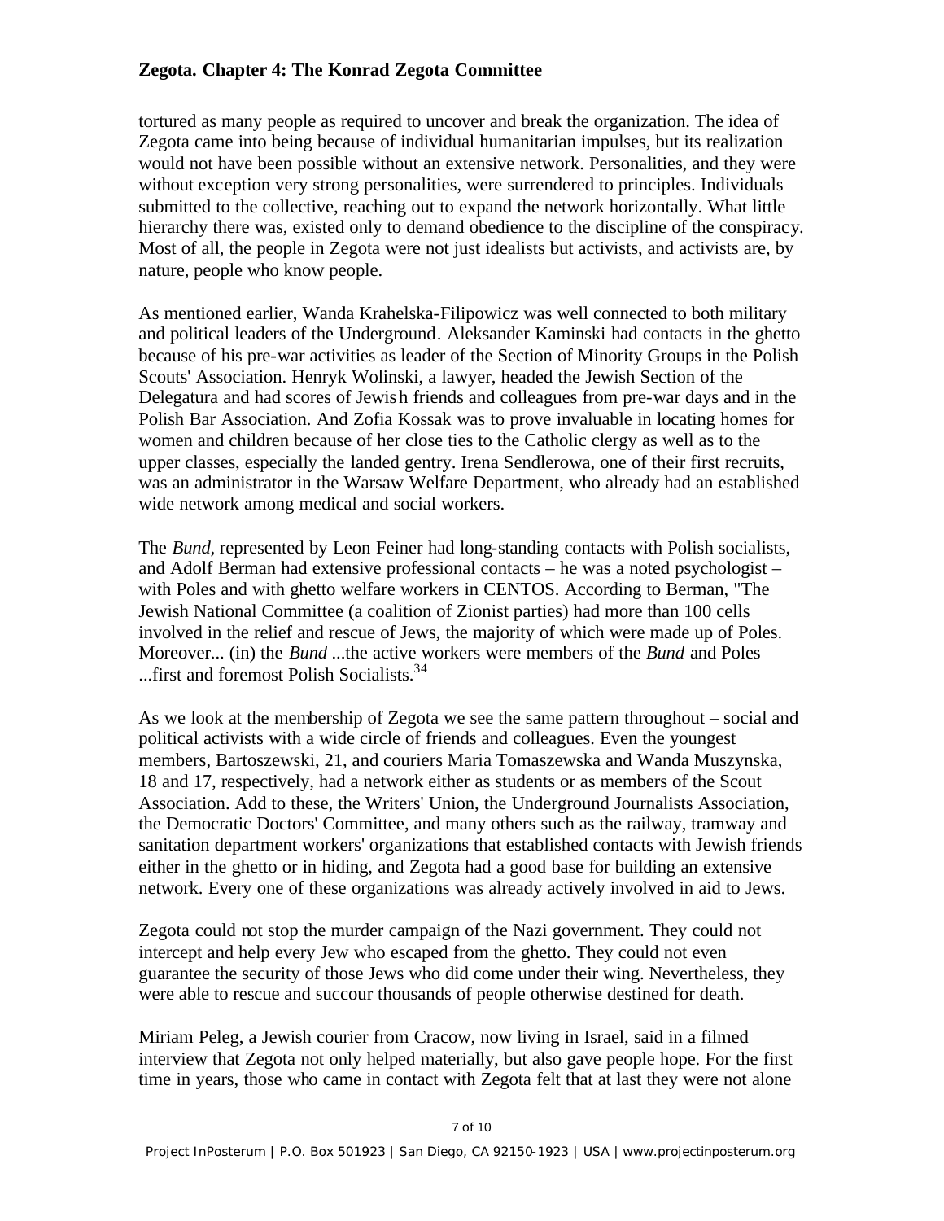tortured as many people as required to uncover and break the organization. The idea of Zegota came into being because of individual humanitarian impulses, but its realization would not have been possible without an extensive network. Personalities, and they were without exception very strong personalities, were surrendered to principles. Individuals submitted to the collective, reaching out to expand the network horizontally. What little hierarchy there was, existed only to demand obedience to the discipline of the conspiracy. Most of all, the people in Zegota were not just idealists but activists, and activists are, by nature, people who know people.

As mentioned earlier, Wanda Krahelska-Filipowicz was well connected to both military and political leaders of the Underground. Aleksander Kaminski had contacts in the ghetto because of his pre-war activities as leader of the Section of Minority Groups in the Polish Scouts' Association. Henryk Wolinski, a lawyer, headed the Jewish Section of the Delegatura and had scores of Jewish friends and colleagues from pre-war days and in the Polish Bar Association. And Zofia Kossak was to prove invaluable in locating homes for women and children because of her close ties to the Catholic clergy as well as to the upper classes, especially the landed gentry. Irena Sendlerowa, one of their first recruits, was an administrator in the Warsaw Welfare Department, who already had an established wide network among medical and social workers.

The *Bund*, represented by Leon Feiner had long-standing contacts with Polish socialists, and Adolf Berman had extensive professional contacts – he was a noted psychologist – with Poles and with ghetto welfare workers in CENTOS. According to Berman, "The Jewish National Committee (a coalition of Zionist parties) had more than 100 cells involved in the relief and rescue of Jews, the majority of which were made up of Poles. Moreover... (in) the *Bund* ...the active workers were members of the *Bund* and Poles ...first and foremost Polish Socialists.[34]

As we look at the membership of Zegota we see the same pattern throughout – social and political activists with a wide circle of friends and colleagues. Even the youngest members, Bartoszewski, 21, and couriers Maria Tomaszewska and Wanda Muszynska, 18 and 17, respectively, had a network either as students or as members of the Scout Association. Add to these, the Writers' Union, the Underground Journalists Association, the Democratic Doctors' Committee, and many others such as the railway, tramway and sanitation department workers' organizations that established contacts with Jewish friends either in the ghetto or in hiding, and Zegota had a good base for building an extensive network. Every one of these organizations was already actively involved in aid to Jews.

Zegota could not stop the murder campaign of the Nazi government. They could not intercept and help every Jew who escaped from the ghetto. They could not even guarantee the security of those Jews who did come under their wing. Nevertheless, they were able to rescue and succour thousands of people otherwise destined for death.

Miriam Peleg, a Jewish courier from Cracow, now living in Israel, said in a filmed interview that Zegota not only helped materially, but also gave people hope. For the first time in years, those who came in contact with Zegota felt that at last they were not alone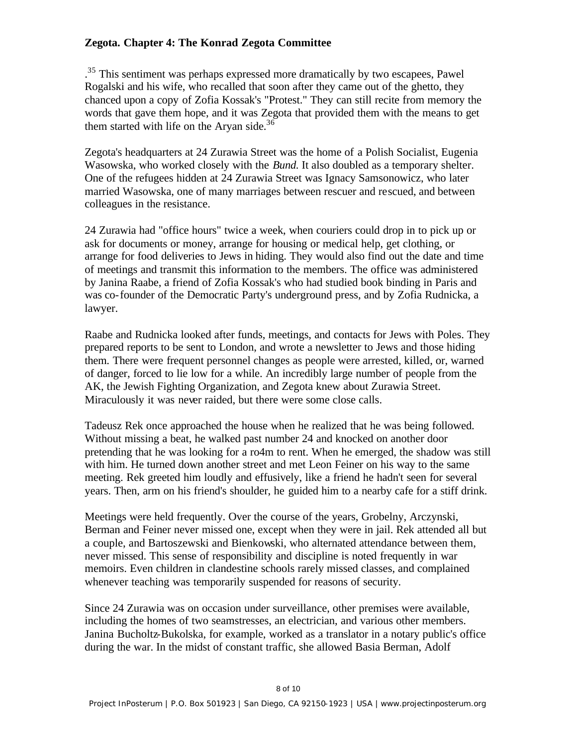.[35] This sentiment was perhaps expressed more dramatically by two escapees, Pawel Rogalski and his wife, who recalled that soon after they came out of the ghetto, they chanced upon a copy of Zofia Kossak's "Protest." They can still recite from memory the words that gave them hope, and it was Zegota that provided them with the means to get them started with life on the Aryan side.[36]

Zegota's headquarters at 24 Zurawia Street was the home of a Polish Socialist, Eugenia Wasowska, who worked closely with the *Bund*. It also doubled as a temporary shelter. One of the refugees hidden at 24 Zurawia Street was Ignacy Samsonowicz, who later married Wasowska, one of many marriages between rescuer and rescued, and between colleagues in the resistance.

24 Zurawia had "office hours" twice a week, when couriers could drop in to pick up or ask for documents or money, arrange for housing or medical help, get clothing, or arrange for food deliveries to Jews in hiding. They would also find out the date and time of meetings and transmit this information to the members. The office was administered by Janina Raabe, a friend of Zofia Kossak's who had studied book binding in Paris and was co-founder of the Democratic Party's underground press, and by Zofia Rudnicka, a lawyer.

Raabe and Rudnicka looked after funds, meetings, and contacts for Jews with Poles. They prepared reports to be sent to London, and wrote a newsletter to Jews and those hiding them. There were frequent personnel changes as people were arrested, killed, or, warned of danger, forced to lie low for a while. An incredibly large number of people from the AK, the Jewish Fighting Organization, and Zegota knew about Zurawia Street. Miraculously it was never raided, but there were some close calls.

Tadeusz Rek once approached the house when he realized that he was being followed. Without missing a beat, he walked past number 24 and knocked on another door pretending that he was looking for a ro4m to rent. When he emerged, the shadow was still with him. He turned down another street and met Leon Feiner on his way to the same meeting. Rek greeted him loudly and effusively, like a friend he hadn't seen for several years. Then, arm on his friend's shoulder, he guided him to a nearby cafe for a stiff drink.

Meetings were held frequently. Over the course of the years, Grobelny, Arczynski, Berman and Feiner never missed one, except when they were in jail. Rek attended all but a couple, and Bartoszewski and Bienkowski, who alternated attendance between them, never missed. This sense of responsibility and discipline is noted frequently in war memoirs. Even children in clandestine schools rarely missed classes, and complained whenever teaching was temporarily suspended for reasons of security.

Since 24 Zurawia was on occasion under surveillance, other premises were available, including the homes of two seamstresses, an electrician, and various other members. Janina Bucholtz-Bukolska, for example, worked as a translator in a notary public's office during the war. In the midst of constant traffic, she allowed Basia Berman, Adolf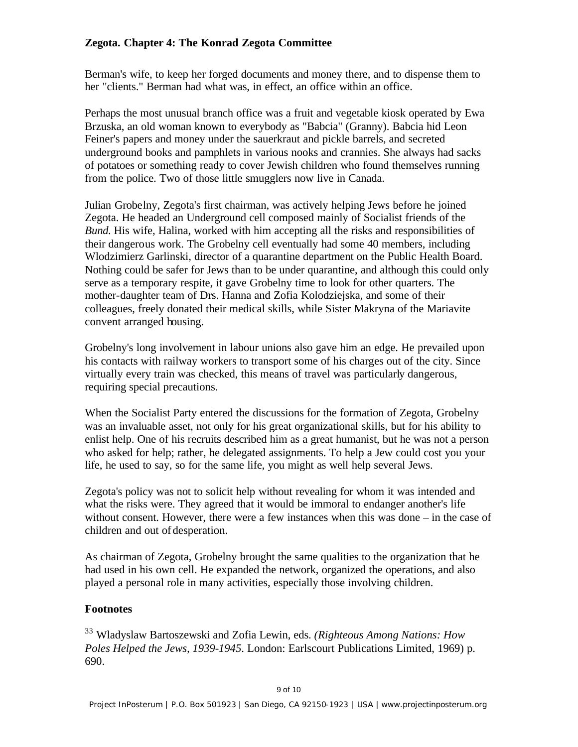Berman's wife, to keep her forged documents and money there, and to dispense them to her "clients." Berman had what was, in effect, an office within an office.

Perhaps the most unusual branch office was a fruit and vegetable kiosk operated by Ewa Brzuska, an old woman known to everybody as "Babcia" (Granny). Babcia hid Leon Feiner's papers and money under the sauerkraut and pickle barrels, and secreted underground books and pamphlets in various nooks and crannies. She always had sacks of potatoes or something ready to cover Jewish children who found themselves running from the police. Two of those little smugglers now live in Canada.

Julian Grobelny, Zegota's first chairman, was actively helping Jews before he joined Zegota. He headed an Underground cell composed mainly of Socialist friends of the *Bund*. His wife, Halina, worked with him accepting all the risks and responsibilities of their dangerous work. The Grobelny cell eventually had some 40 members, including Wlodzimierz Garlinski, director of a quarantine department on the Public Health Board. Nothing could be safer for Jews than to be under quarantine, and although this could only serve as a temporary respite, it gave Grobelny time to look for other quarters. The mother-daughter team of Drs. Hanna and Zofia Kolodziejska, and some of their colleagues, freely donated their medical skills, while Sister Makryna of the Mariavite convent arranged housing.

Grobelny's long involvement in labour unions also gave him an edge. He prevailed upon his contacts with railway workers to transport some of his charges out of the city. Since virtually every train was checked, this means of travel was particularly dangerous, requiring special precautions.

When the Socialist Party entered the discussions for the formation of Zegota, Grobelny was an invaluable asset, not only for his great organizational skills, but for his ability to enlist help. One of his recruits described him as a great humanist, but he was not a person who asked for help; rather, he delegated assignments. To help a Jew could cost you your life, he used to say, so for the same life, you might as well help several Jews.

Zegota's policy was not to solicit help without revealing for whom it was intended and what the risks were. They agreed that it would be immoral to endanger another's life without consent. However, there were a few instances when this was done – in the case of children and out of desperation.

As chairman of Zegota, Grobelny brought the same qualities to the organization that he had used in his own cell. He expanded the network, organized the operations, and also played a personal role in many activities, especially those involving children.

### Footnotes

[33] Wladyslaw Bartoszewski and Zofia Lewin, eds. *(Righteous Among Nations: How Poles Helped the Jews, 1939-1945*. London: Earlscourt Publications Limited, 1969) p. 690.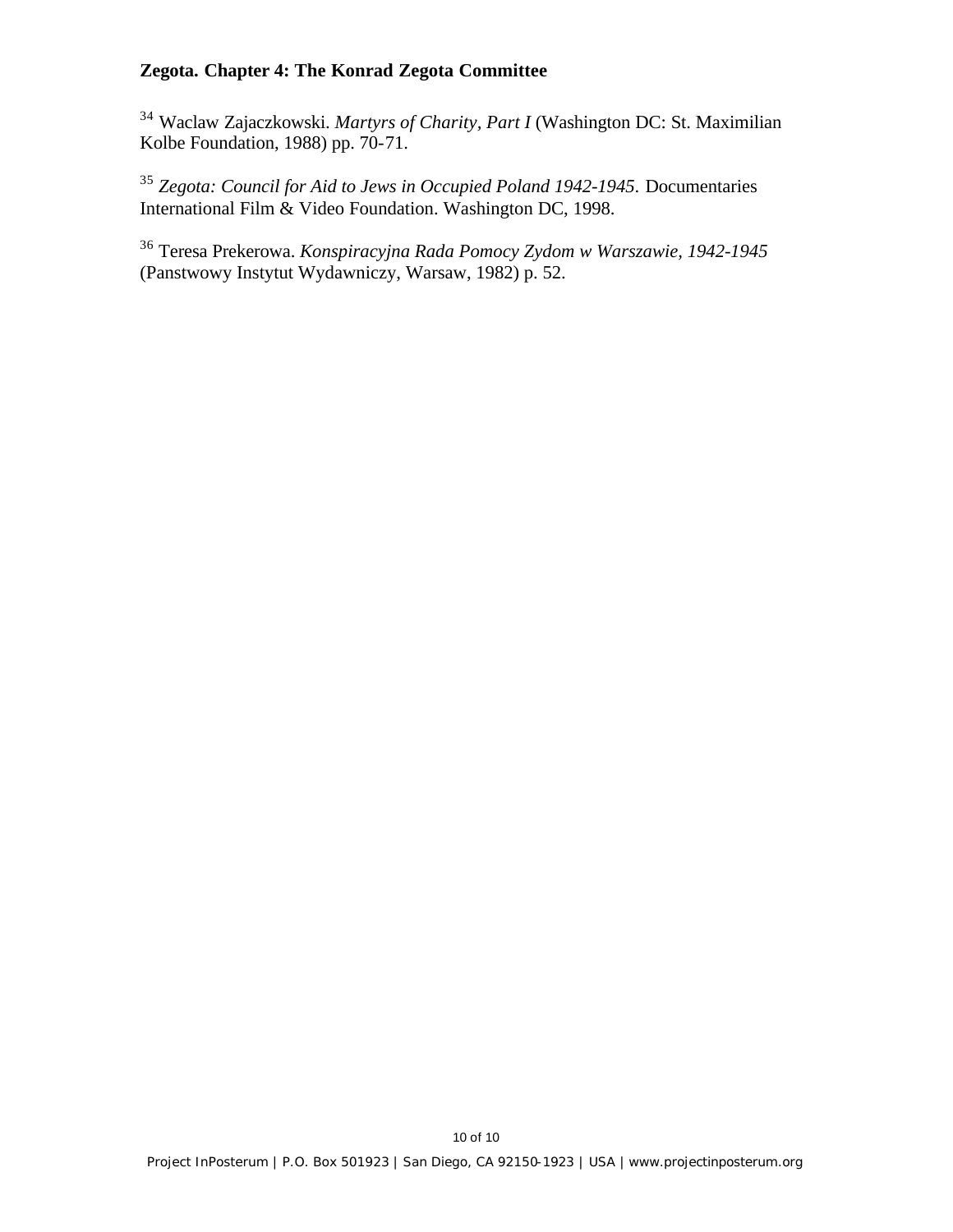[34] Waclaw Zajaczkowski. *Martyrs of Charity, Part I* (Washington DC: St. Maximilian Kolbe Foundation, 1988) pp. 70-71.

[35] *Zegota: Council for Aid to Jews in Occupied Poland 1942-1945.* Documentaries International Film & Video Foundation. Washington DC, 1998.

[36] Teresa Prekerowa. *Konspiracyjna Rada Pomocy Zydom w Warszawie, 1942-1945* (Panstwowy Instytut Wydawniczy, Warsaw, 1982) p. 52.